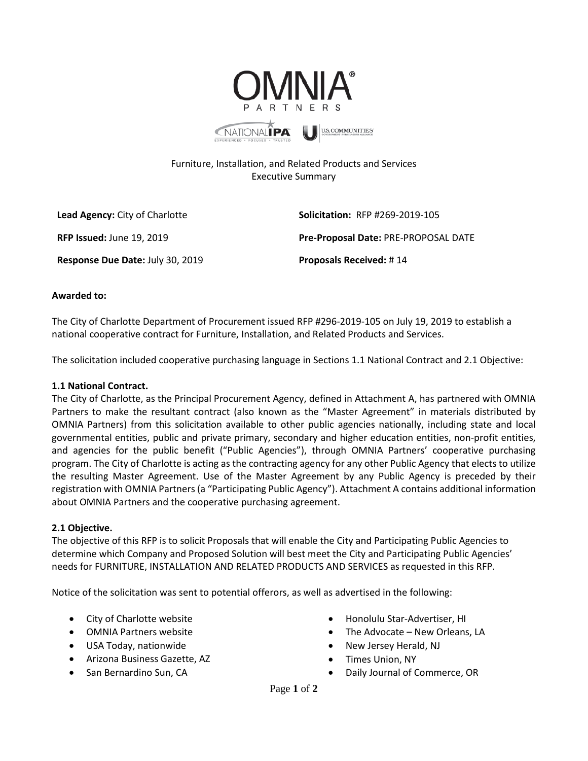# OMNIA PARTNERS

Furniture, Installation, and Related Products and Services
Executive Summary

| | |
|---|---|
| **Lead Agency:** City of Charlotte | **Solicitation:** RFP #269-2019-105 |
| **RFP Issued:** June 19, 2019 | **Pre-Proposal Date:** PRE-PROPOSAL DATE |
| **Response Due Date:** July 30, 2019 | **Proposals Received:** # 14 |

**Awarded to:**

The City of Charlotte Department of Procurement issued RFP #296-2019-105 on July 19, 2019 to establish a national cooperative contract for Furniture, Installation, and Related Products and Services.

The solicitation included cooperative purchasing language in Sections 1.1 National Contract and 2.1 Objective:

**1.1 National Contract.**
The City of Charlotte, as the Principal Procurement Agency, defined in Attachment A, has partnered with OMNIA Partners to make the resultant contract (also known as the "Master Agreement" in materials distributed by OMNIA Partners) from this solicitation available to other public agencies nationally, including state and local governmental entities, public and private primary, secondary and higher education entities, non-profit entities, and agencies for the public benefit ("Public Agencies"), through OMNIA Partners' cooperative purchasing program. The City of Charlotte is acting as the contracting agency for any other Public Agency that elects to utilize the resulting Master Agreement. Use of the Master Agreement by any Public Agency is preceded by their registration with OMNIA Partners (a "Participating Public Agency"). Attachment A contains additional information about OMNIA Partners and the cooperative purchasing agreement.

**2.1 Objective.**
The objective of this RFP is to solicit Proposals that will enable the City and Participating Public Agencies to determine which Company and Proposed Solution will best meet the City and Participating Public Agencies' needs for FURNITURE, INSTALLATION AND RELATED PRODUCTS AND SERVICES as requested in this RFP.

Notice of the solicitation was sent to potential offerors, as well as advertised in the following:

- City of Charlotte website
- OMNIA Partners website
- USA Today, nationwide
- Arizona Business Gazette, AZ
- San Bernardino Sun, CA
- Honolulu Star-Advertiser, HI
- The Advocate – New Orleans, LA
- New Jersey Herald, NJ
- Times Union, NY
- Daily Journal of Commerce, OR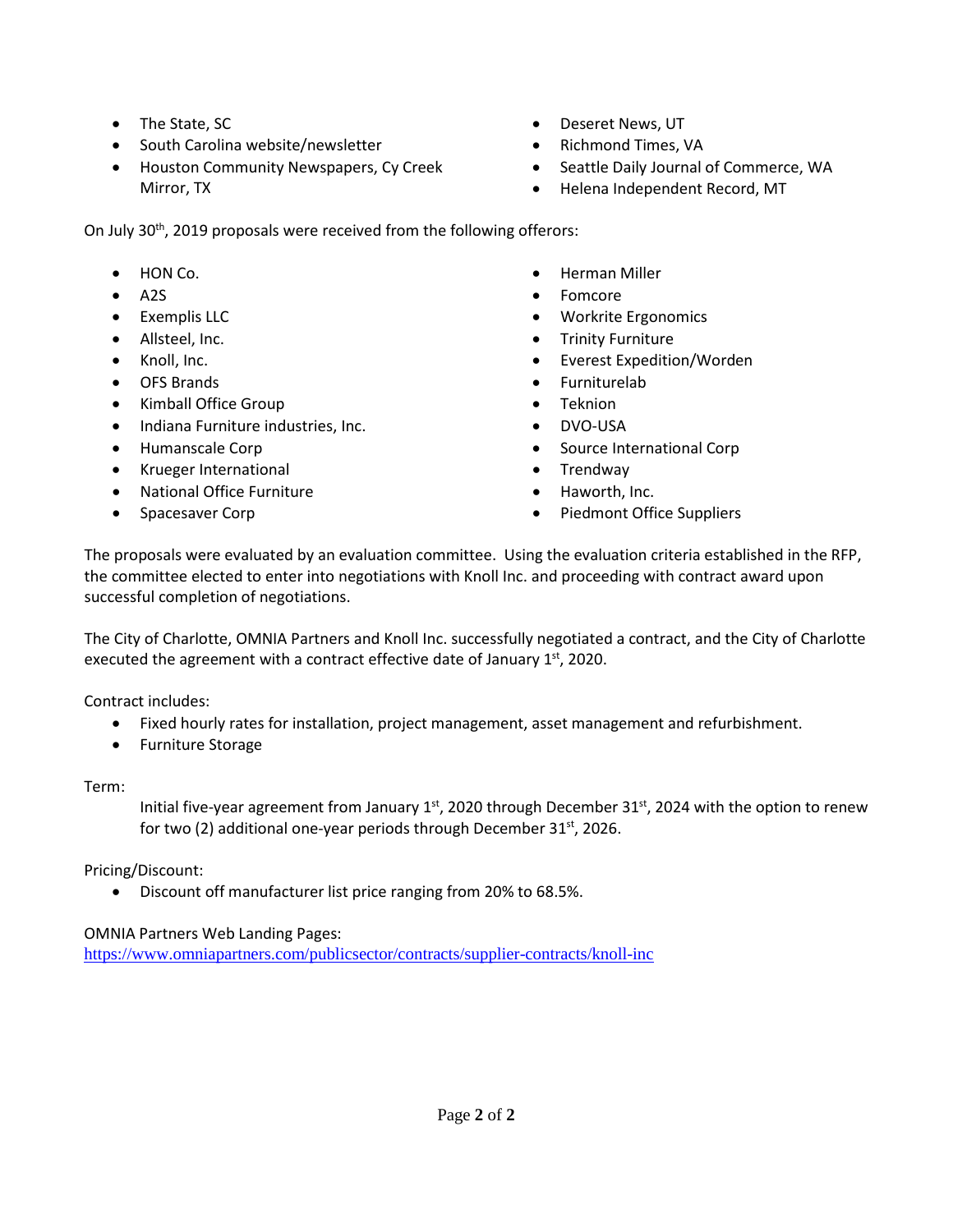- The State, SC
- South Carolina website/newsletter
- Houston Community Newspapers, Cy Creek Mirror, TX
- Deseret News, UT
- Richmond Times, VA
- Seattle Daily Journal of Commerce, WA
- Helena Independent Record, MT

On July 30th, 2019 proposals were received from the following offerors:

- HON Co.
- A2S
- Exemplis LLC
- Allsteel, Inc.
- Knoll, Inc.
- OFS Brands
- Kimball Office Group
- Indiana Furniture industries, Inc.
- Humanscale Corp
- Krueger International
- National Office Furniture
- Spacesaver Corp
- Herman Miller
- Fomcore
- Workrite Ergonomics
- Trinity Furniture
- Everest Expedition/Worden
- Furniturelab
- Teknion
- DVO-USA
- Source International Corp
- Trendway
- Haworth, Inc.
- Piedmont Office Suppliers

The proposals were evaluated by an evaluation committee. Using the evaluation criteria established in the RFP, the committee elected to enter into negotiations with Knoll Inc. and proceeding with contract award upon successful completion of negotiations.

The City of Charlotte, OMNIA Partners and Knoll Inc. successfully negotiated a contract, and the City of Charlotte executed the agreement with a contract effective date of January 1st, 2020.

Contract includes:

- Fixed hourly rates for installation, project management, asset management and refurbishment.
- Furniture Storage

Term:

Initial five-year agreement from January 1st, 2020 through December 31st, 2024 with the option to renew for two (2) additional one-year periods through December 31st, 2026.

Pricing/Discount:

- Discount off manufacturer list price ranging from 20% to 68.5%.

OMNIA Partners Web Landing Pages:
https://www.omniapartners.com/publicsector/contracts/supplier-contracts/knoll-inc